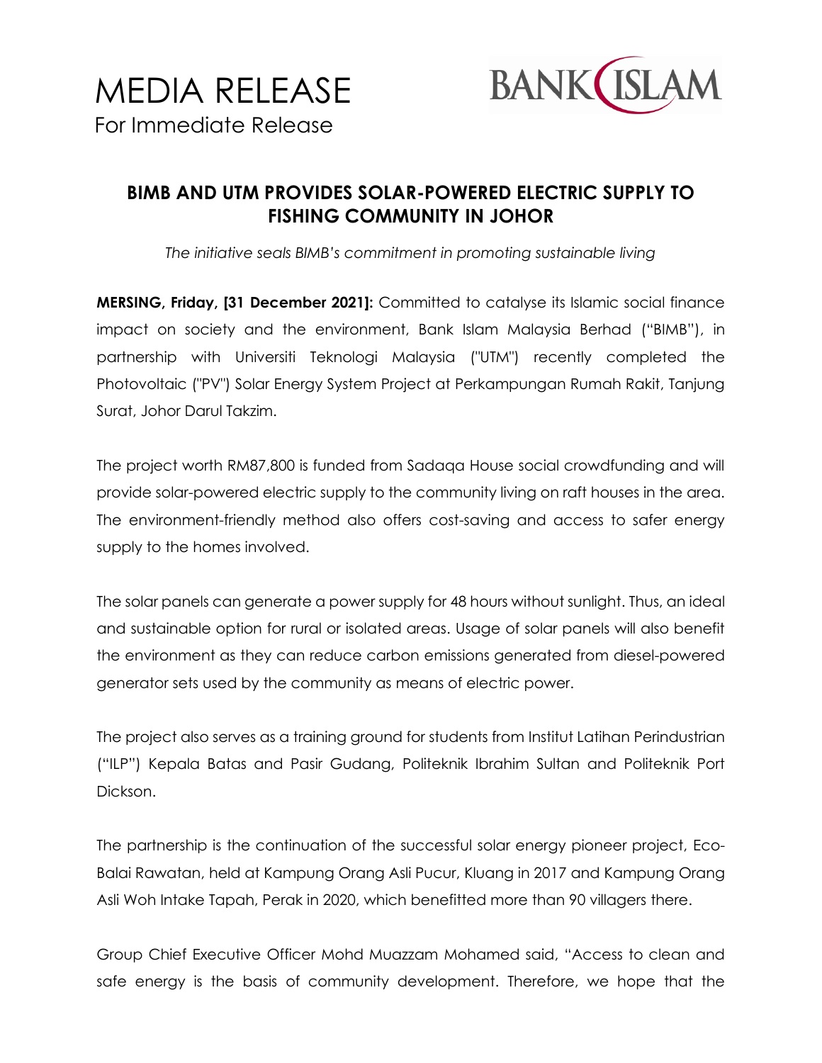# MEDIA RELEASE

For Immediate Release

## BIMB AND UTM PROVIDES SOLAR-POWERED ELECTRIC SUPPLY TO FISHING COMMUNITY IN JOHOR

*The initiative seals BIMB's commitment in promoting sustainable living*

**MERSING, Friday, [31 December 2021]:** Committed to catalyse its Islamic social finance impact on society and the environment, Bank Islam Malaysia Berhad ("BIMB"), in partnership with Universiti Teknologi Malaysia ("UTM") recently completed the Photovoltaic ("PV") Solar Energy System Project at Perkampungan Rumah Rakit, Tanjung Surat, Johor Darul Takzim.

The project worth RM87,800 is funded from Sadaqa House social crowdfunding and will provide solar-powered electric supply to the community living on raft houses in the area. The environment-friendly method also offers cost-saving and access to safer energy supply to the homes involved.

The solar panels can generate a power supply for 48 hours without sunlight. Thus, an ideal and sustainable option for rural or isolated areas. Usage of solar panels will also benefit the environment as they can reduce carbon emissions generated from diesel-powered generator sets used by the community as means of electric power.

The project also serves as a training ground for students from Institut Latihan Perindustrian ("ILP") Kepala Batas and Pasir Gudang, Politeknik Ibrahim Sultan and Politeknik Port Dickson.

The partnership is the continuation of the successful solar energy pioneer project, Eco-Balai Rawatan, held at Kampung Orang Asli Pucur, Kluang in 2017 and Kampung Orang Asli Woh Intake Tapah, Perak in 2020, which benefitted more than 90 villagers there.

Group Chief Executive Officer Mohd Muazzam Mohamed said, "Access to clean and safe energy is the basis of community development. Therefore, we hope that the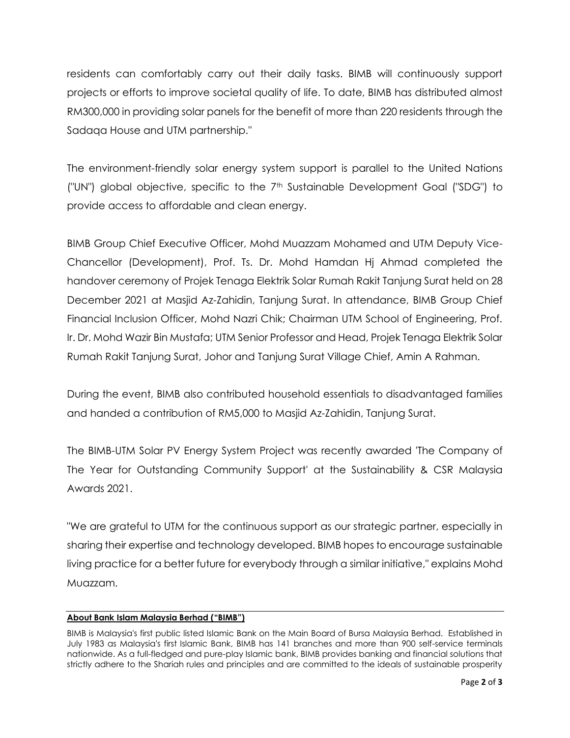residents can comfortably carry out their daily tasks. BIMB will continuously support projects or efforts to improve societal quality of life. To date, BIMB has distributed almost RM300,000 in providing solar panels for the benefit of more than 220 residents through the Sadaqa House and UTM partnership."

The environment-friendly solar energy system support is parallel to the United Nations ("UN") global objective, specific to the 7th Sustainable Development Goal ("SDG") to provide access to affordable and clean energy.

BIMB Group Chief Executive Officer, Mohd Muazzam Mohamed and UTM Deputy Vice-Chancellor (Development), Prof. Ts. Dr. Mohd Hamdan Hj Ahmad completed the handover ceremony of Projek Tenaga Elektrik Solar Rumah Rakit Tanjung Surat held on 28 December 2021 at Masjid Az-Zahidin, Tanjung Surat. In attendance, BIMB Group Chief Financial Inclusion Officer, Mohd Nazri Chik; Chairman UTM School of Engineering, Prof. Ir. Dr. Mohd Wazir Bin Mustafa; UTM Senior Professor and Head, Projek Tenaga Elektrik Solar Rumah Rakit Tanjung Surat, Johor and Tanjung Surat Village Chief, Amin A Rahman.

During the event, BIMB also contributed household essentials to disadvantaged families and handed a contribution of RM5,000 to Masjid Az-Zahidin, Tanjung Surat.

The BIMB-UTM Solar PV Energy System Project was recently awarded 'The Company of The Year for Outstanding Community Support' at the Sustainability & CSR Malaysia Awards 2021.

"We are grateful to UTM for the continuous support as our strategic partner, especially in sharing their expertise and technology developed. BIMB hopes to encourage sustainable living practice for a better future for everybody through a similar initiative," explains Mohd Muazzam.

**About Bank Islam Malaysia Berhad ("BIMB")**

BIMB is Malaysia's first public listed Islamic Bank on the Main Board of Bursa Malaysia Berhad. Established in July 1983 as Malaysia's first Islamic Bank, BIMB has 141 branches and more than 900 self-service terminals nationwide. As a full-fledged and pure-play Islamic bank, BIMB provides banking and financial solutions that strictly adhere to the Shariah rules and principles and are committed to the ideals of sustainable prosperity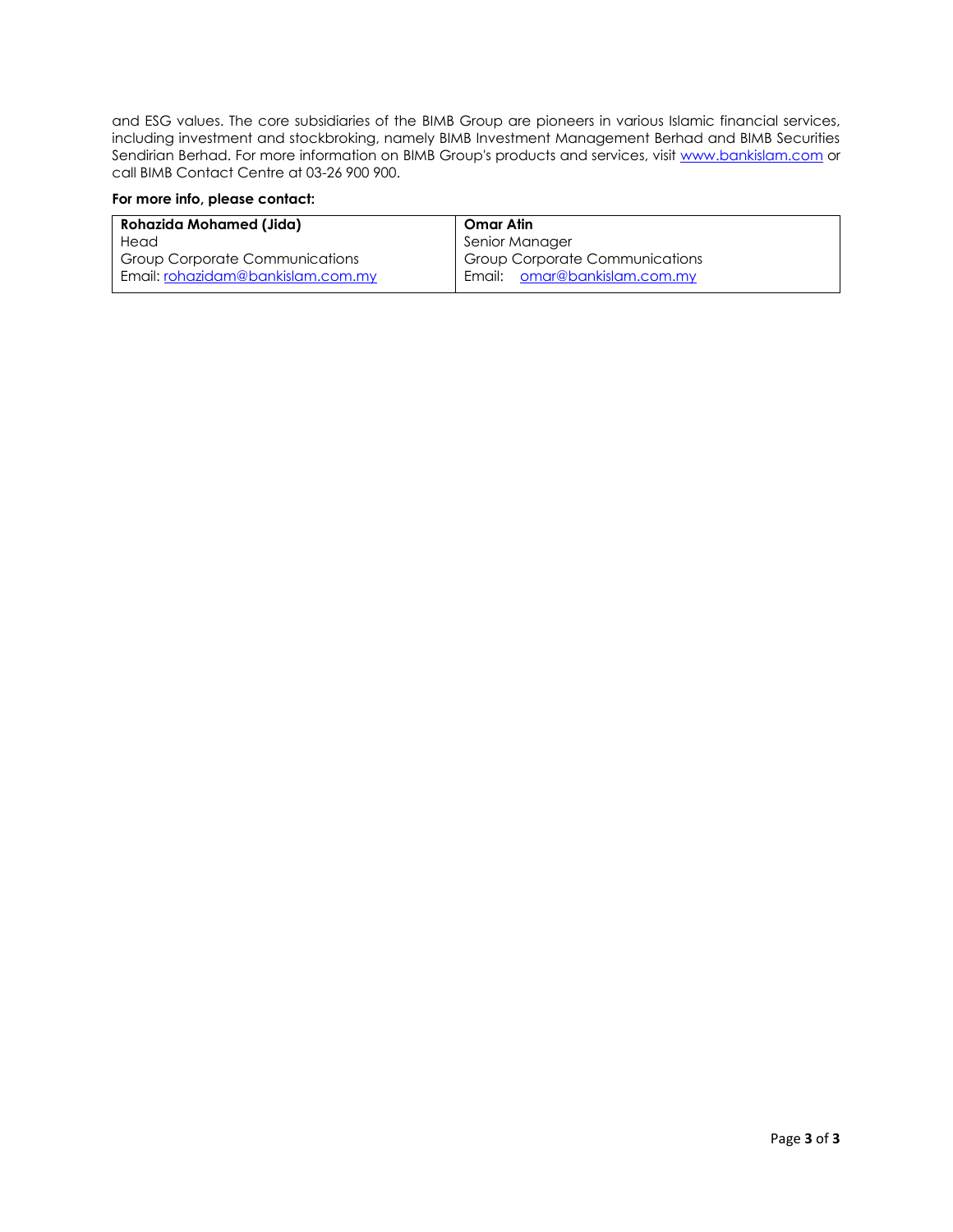and ESG values. The core subsidiaries of the BIMB Group are pioneers in various Islamic financial services, including investment and stockbroking, namely BIMB Investment Management Berhad and BIMB Securities Sendirian Berhad. For more information on BIMB Group's products and services, visit www.bankislam.com or call BIMB Contact Centre at 03-26 900 900.

**For more info, please contact:**

| | |
|---|---|
| **Rohazida Mohamed (Jida)**<br>Head<br>Group Corporate Communications<br>Email: rohazidam@bankislam.com.my | **Omar Atin**<br>Senior Manager<br>Group Corporate Communications<br>Email: omar@bankislam.com.my |